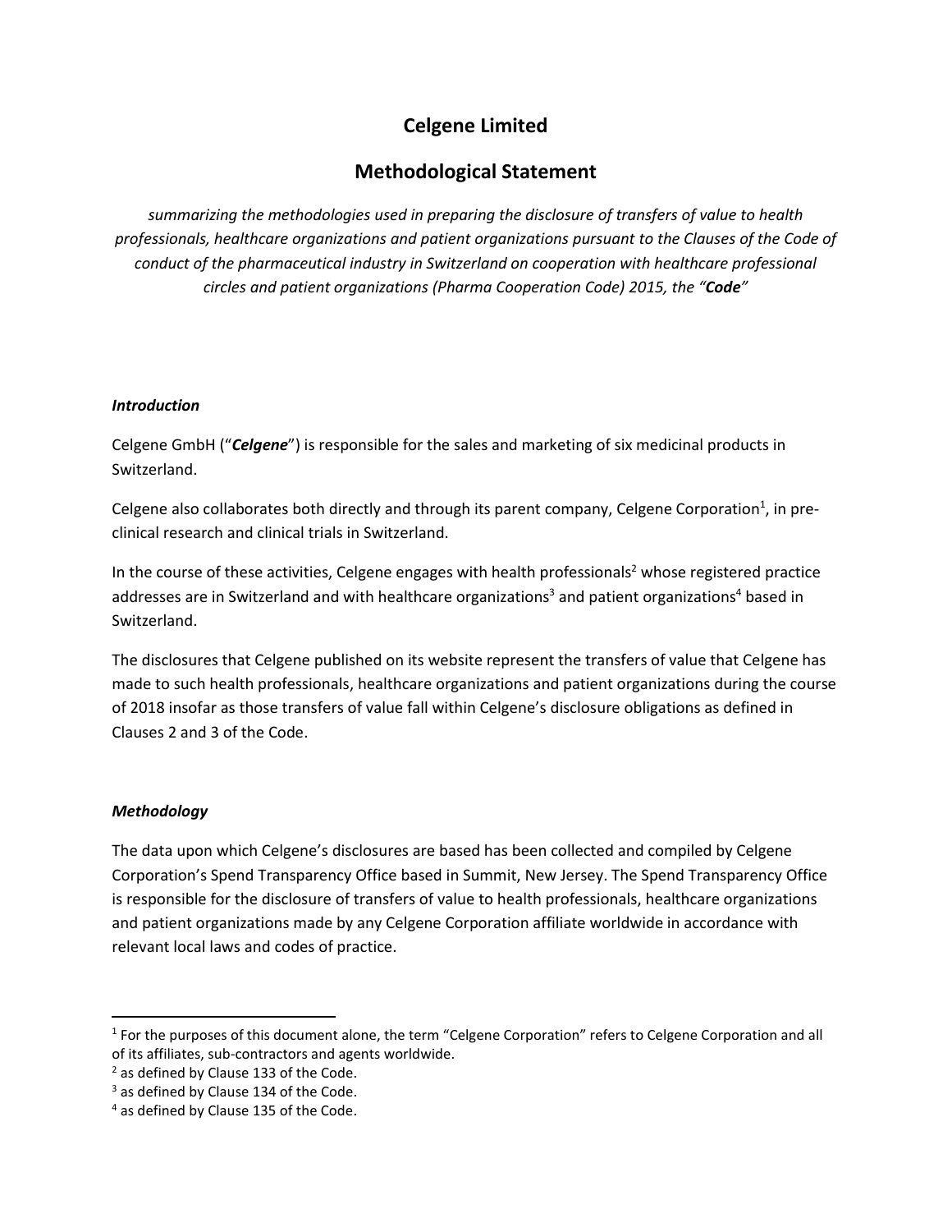# Celgene Limited

## Methodological Statement

*summarizing the methodologies used in preparing the disclosure of transfers of value to health professionals, healthcare organizations and patient organizations pursuant to the Clauses of the Code of conduct of the pharmaceutical industry in Switzerland on cooperation with healthcare professional circles and patient organizations (Pharma Cooperation Code) 2015, the "**Code**"*

### *Introduction*

Celgene GmbH ("***Celgene***") is responsible for the sales and marketing of six medicinal products in Switzerland.

Celgene also collaborates both directly and through its parent company, Celgene Corporation[1], in pre-clinical research and clinical trials in Switzerland.

In the course of these activities, Celgene engages with health professionals[2] whose registered practice addresses are in Switzerland and with healthcare organizations[3] and patient organizations[4] based in Switzerland.

The disclosures that Celgene published on its website represent the transfers of value that Celgene has made to such health professionals, healthcare organizations and patient organizations during the course of 2018 insofar as those transfers of value fall within Celgene's disclosure obligations as defined in Clauses 2 and 3 of the Code.

### *Methodology*

The data upon which Celgene's disclosures are based has been collected and compiled by Celgene Corporation's Spend Transparency Office based in Summit, New Jersey. The Spend Transparency Office is responsible for the disclosure of transfers of value to health professionals, healthcare organizations and patient organizations made by any Celgene Corporation affiliate worldwide in accordance with relevant local laws and codes of practice.

---

[1] For the purposes of this document alone, the term "Celgene Corporation" refers to Celgene Corporation and all of its affiliates, sub-contractors and agents worldwide.

[2] as defined by Clause 133 of the Code.

[3] as defined by Clause 134 of the Code.

[4] as defined by Clause 135 of the Code.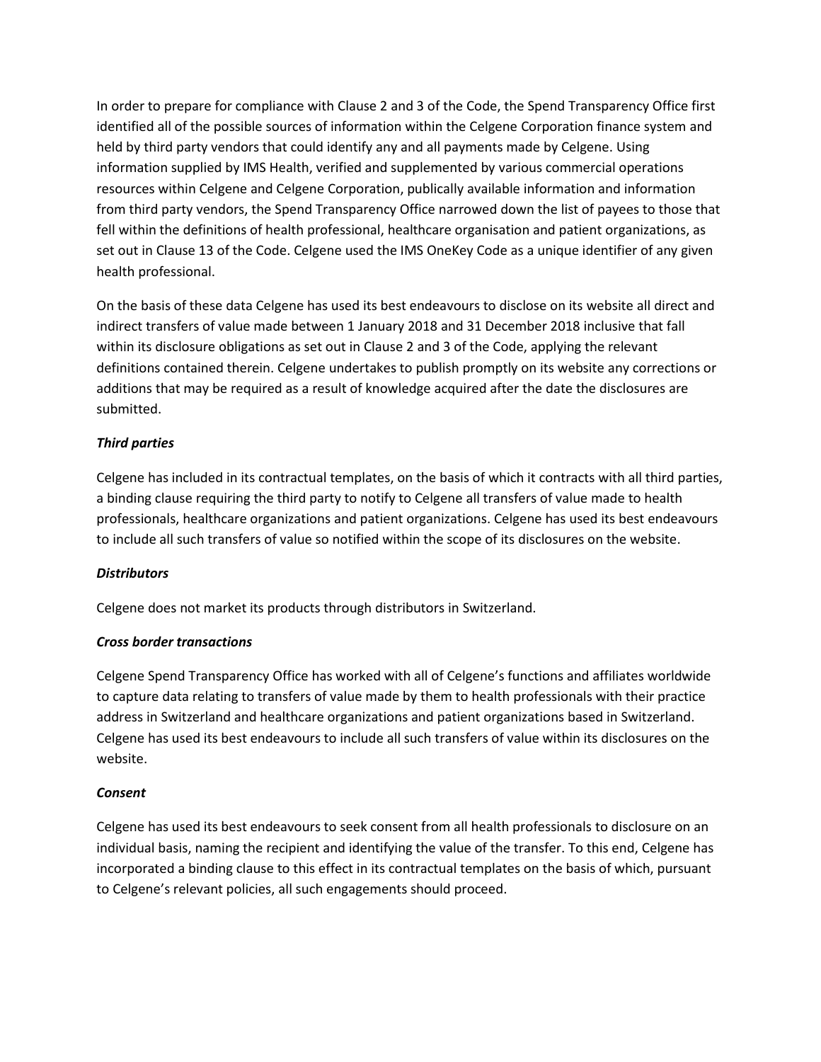In order to prepare for compliance with Clause 2 and 3 of the Code, the Spend Transparency Office first identified all of the possible sources of information within the Celgene Corporation finance system and held by third party vendors that could identify any and all payments made by Celgene. Using information supplied by IMS Health, verified and supplemented by various commercial operations resources within Celgene and Celgene Corporation, publically available information and information from third party vendors, the Spend Transparency Office narrowed down the list of payees to those that fell within the definitions of health professional, healthcare organisation and patient organizations, as set out in Clause 13 of the Code. Celgene used the IMS OneKey Code as a unique identifier of any given health professional.

On the basis of these data Celgene has used its best endeavours to disclose on its website all direct and indirect transfers of value made between 1 January 2018 and 31 December 2018 inclusive that fall within its disclosure obligations as set out in Clause 2 and 3 of the Code, applying the relevant definitions contained therein. Celgene undertakes to publish promptly on its website any corrections or additions that may be required as a result of knowledge acquired after the date the disclosures are submitted.

***Third parties***

Celgene has included in its contractual templates, on the basis of which it contracts with all third parties, a binding clause requiring the third party to notify to Celgene all transfers of value made to health professionals, healthcare organizations and patient organizations. Celgene has used its best endeavours to include all such transfers of value so notified within the scope of its disclosures on the website.

***Distributors***

Celgene does not market its products through distributors in Switzerland.

***Cross border transactions***

Celgene Spend Transparency Office has worked with all of Celgene's functions and affiliates worldwide to capture data relating to transfers of value made by them to health professionals with their practice address in Switzerland and healthcare organizations and patient organizations based in Switzerland. Celgene has used its best endeavours to include all such transfers of value within its disclosures on the website.

***Consent***

Celgene has used its best endeavours to seek consent from all health professionals to disclosure on an individual basis, naming the recipient and identifying the value of the transfer. To this end, Celgene has incorporated a binding clause to this effect in its contractual templates on the basis of which, pursuant to Celgene's relevant policies, all such engagements should proceed.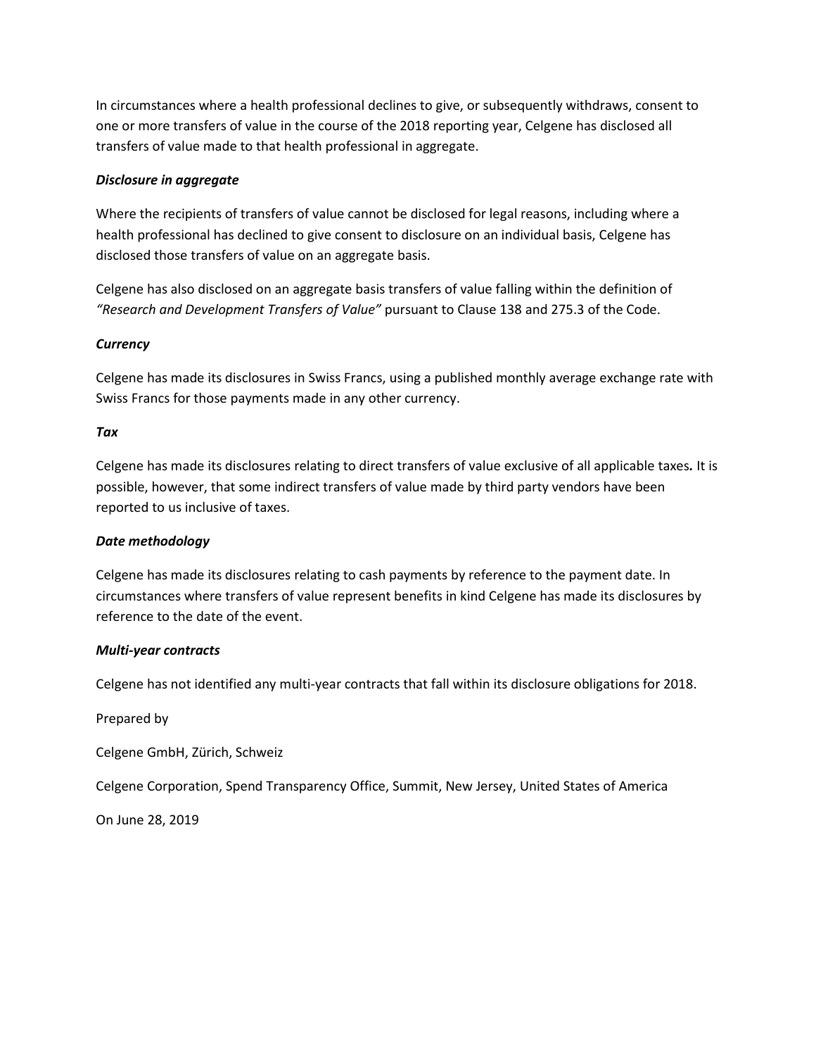In circumstances where a health professional declines to give, or subsequently withdraws, consent to one or more transfers of value in the course of the 2018 reporting year, Celgene has disclosed all transfers of value made to that health professional in aggregate.

***Disclosure in aggregate***

Where the recipients of transfers of value cannot be disclosed for legal reasons, including where a health professional has declined to give consent to disclosure on an individual basis, Celgene has disclosed those transfers of value on an aggregate basis.

Celgene has also disclosed on an aggregate basis transfers of value falling within the definition of *"Research and Development Transfers of Value"* pursuant to Clause 138 and 275.3 of the Code.

***Currency***

Celgene has made its disclosures in Swiss Francs, using a published monthly average exchange rate with Swiss Francs for those payments made in any other currency.

***Tax***

Celgene has made its disclosures relating to direct transfers of value exclusive of all applicable taxes**.** It is possible, however, that some indirect transfers of value made by third party vendors have been reported to us inclusive of taxes.

***Date methodology***

Celgene has made its disclosures relating to cash payments by reference to the payment date. In circumstances where transfers of value represent benefits in kind Celgene has made its disclosures by reference to the date of the event.

***Multi-year contracts***

Celgene has not identified any multi-year contracts that fall within its disclosure obligations for 2018.

Prepared by

Celgene GmbH, Zürich, Schweiz

Celgene Corporation, Spend Transparency Office, Summit, New Jersey, United States of America

On June 28, 2019